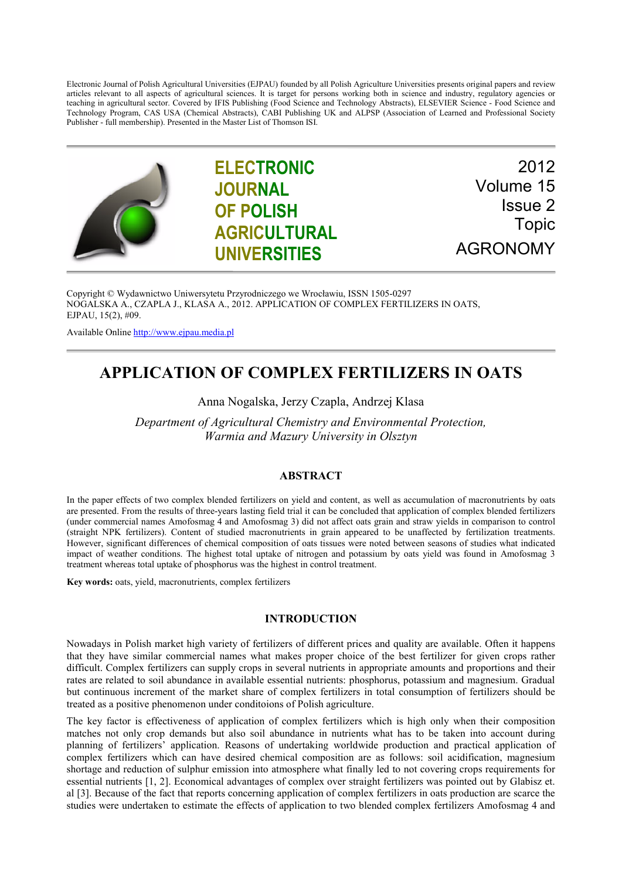Electronic Journal of Polish Agricultural Universities (EJPAU) founded by all Polish Agriculture Universities presents original papers and review articles relevant to all aspects of agricultural sciences. It is target for persons working both in science and industry, regulatory agencies or teaching in agricultural sector. Covered by IFIS Publishing (Food Science and Technology Abstracts), ELSEVIER Science - Food Science and Technology Program, CAS USA (Chemical Abstracts), CABI Publishing UK and ALPSP (Association of Learned and Professional Society Publisher - full membership). Presented in the Master List of Thomson ISI.

**ELECTRONIC JOURNAL OF POLISH AGRICULTURAL UNIVERSITIES**

2012
Volume 15
Issue 2
Topic
AGRONOMY

Copyright © Wydawnictwo Uniwersytetu Przyrodniczego we Wrocławiu, ISSN 1505-0297
NOGALSKA A., CZAPLA J., KLASA A., 2012. APPLICATION OF COMPLEX FERTILIZERS IN OATS, EJPAU, 15(2), #09.

Available Online http://www.ejpau.media.pl

# APPLICATION OF COMPLEX FERTILIZERS IN OATS

Anna Nogalska, Jerzy Czapla, Andrzej Klasa

*Department of Agricultural Chemistry and Environmental Protection, Warmia and Mazury University in Olsztyn*

## ABSTRACT

In the paper effects of two complex blended fertilizers on yield and content, as well as accumulation of macronutrients by oats are presented. From the results of three-years lasting field trial it can be concluded that application of complex blended fertilizers (under commercial names Amofosmag 4 and Amofosmag 3) did not affect oats grain and straw yields in comparison to control (straight NPK fertilizers). Content of studied macronutrients in grain appeared to be unaffected by fertilization treatments. However, significant differences of chemical composition of oats tissues were noted between seasons of studies what indicated impact of weather conditions. The highest total uptake of nitrogen and potassium by oats yield was found in Amofosmag 3 treatment whereas total uptake of phosphorus was the highest in control treatment.

**Key words:** oats, yield, macronutrients, complex fertilizers

## INTRODUCTION

Nowadays in Polish market high variety of fertilizers of different prices and quality are available. Often it happens that they have similar commercial names what makes proper choice of the best fertilizer for given crops rather difficult. Complex fertilizers can supply crops in several nutrients in appropriate amounts and proportions and their rates are related to soil abundance in available essential nutrients: phosphorus, potassium and magnesium. Gradual but continuous increment of the market share of complex fertilizers in total consumption of fertilizers should be treated as a positive phenomenon under conditoions of Polish agriculture.

The key factor is effectiveness of application of complex fertilizers which is high only when their composition matches not only crop demands but also soil abundance in nutrients what has to be taken into account during planning of fertilizers' application. Reasons of undertaking worldwide production and practical application of complex fertilizers which can have desired chemical composition are as follows: soil acidification, magnesium shortage and reduction of sulphur emission into atmosphere what finally led to not covering crops requirements for essential nutrients [1, 2]. Economical advantages of complex over straight fertilizers was pointed out by Glabisz et. al [3]. Because of the fact that reports concerning application of complex fertilizers in oats production are scarce the studies were undertaken to estimate the effects of application to two blended complex fertilizers Amofosmag 4 and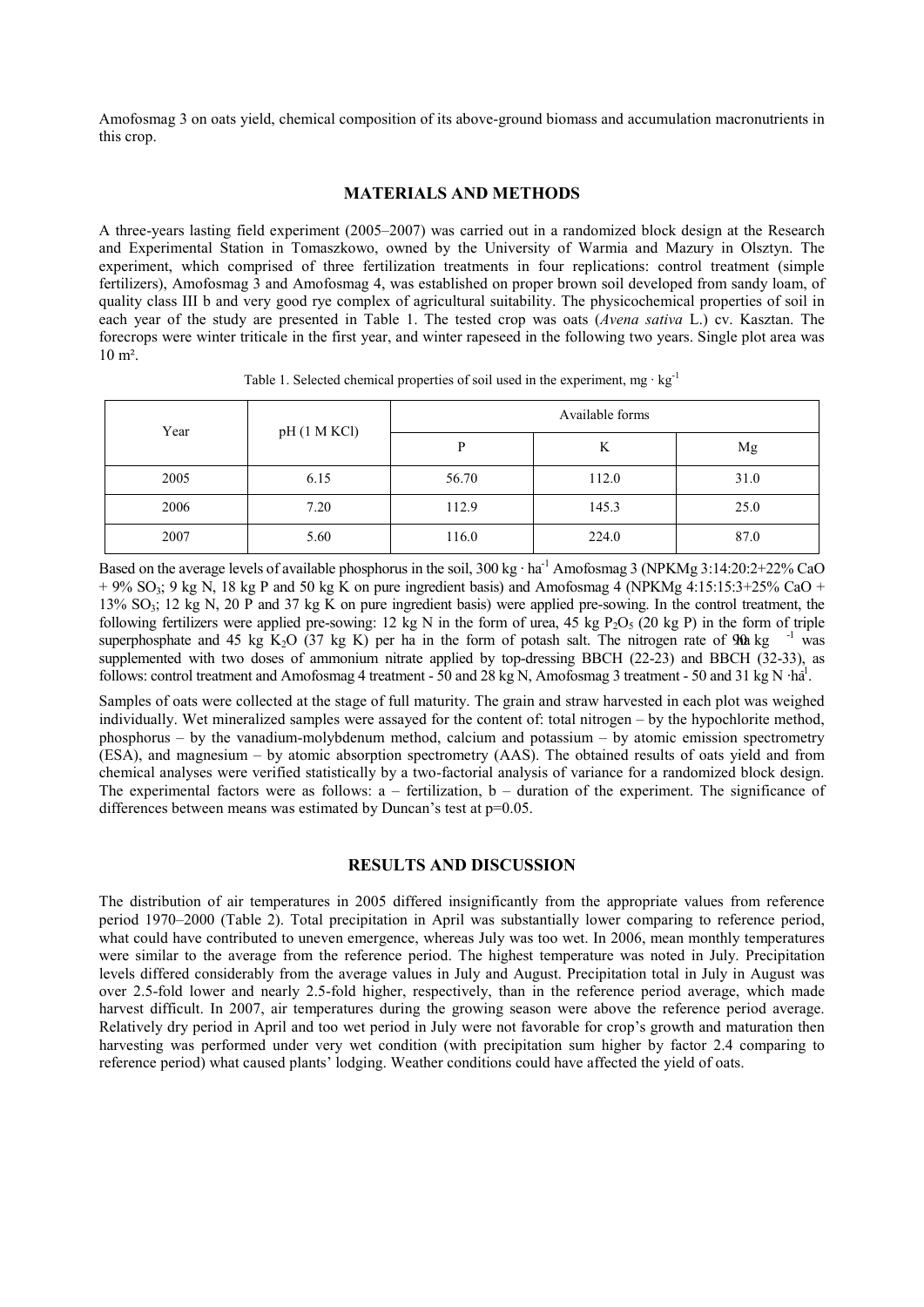Amofosmag 3 on oats yield, chemical composition of its above-ground biomass and accumulation macronutrients in this crop.

## MATERIALS AND METHODS

A three-years lasting field experiment (2005–2007) was carried out in a randomized block design at the Research and Experimental Station in Tomaszkowo, owned by the University of Warmia and Mazury in Olsztyn. The experiment, which comprised of three fertilization treatments in four replications: control treatment (simple fertilizers), Amofosmag 3 and Amofosmag 4, was established on proper brown soil developed from sandy loam, of quality class III b and very good rye complex of agricultural suitability. The physicochemical properties of soil in each year of the study are presented in Table 1. The tested crop was oats (*Avena sativa* L.) cv. Kasztan. The forecrops were winter triticale in the first year, and winter rapeseed in the following two years. Single plot area was 10 m².

Table 1. Selected chemical properties of soil used in the experiment, mg · $kg^{-1}$

| Year | pH (1 M KCl) | Available forms | | |
|---|---|---|---|---|
| | | P | K | Mg |
| 2005 | 6.15 | 56.70 | 112.0 | 31.0 |
| 2006 | 7.20 | 112.9 | 145.3 | 25.0 |
| 2007 | 5.60 | 116.0 | 224.0 | 87.0 |

Based on the average levels of available phosphorus in the soil, 300 kg · $ha^{-1}$ Amofosmag 3 (NPKMg 3:14:20:2+22% CaO + 9% $SO_3$; 9 kg N, 18 kg P and 50 kg K on pure ingredient basis) and Amofosmag 4 (NPKMg 4:15:15:3+25% CaO + 13% $SO_3$; 12 kg N, 20 P and 37 kg K on pure ingredient basis) were applied pre-sowing. In the control treatment, the following fertilizers were applied pre-sowing: 12 kg N in the form of urea, 45 kg $P_2O_5$ (20 kg P) in the form of triple superphosphate and 45 kg $K_2O$ (37 kg K) per ha in the form of potash salt. The nitrogen rate of 90 kg · $ha^{-1}$ was supplemented with two doses of ammonium nitrate applied by top-dressing BBCH (22-23) and BBCH (32-33), as follows: control treatment and Amofosmag 4 treatment - 50 and 28 kg N, Amofosmag 3 treatment - 50 and 31 kg N ·$ha^{-1}$.

Samples of oats were collected at the stage of full maturity. The grain and straw harvested in each plot was weighed individually. Wet mineralized samples were assayed for the content of: total nitrogen – by the hypochlorite method, phosphorus – by the vanadium-molybdenum method, calcium and potassium – by atomic emission spectrometry (ESA), and magnesium – by atomic absorption spectrometry (AAS). The obtained results of oats yield and from chemical analyses were verified statistically by a two-factorial analysis of variance for a randomized block design. The experimental factors were as follows: a – fertilization, b – duration of the experiment. The significance of differences between means was estimated by Duncan's test at p=0.05.

## RESULTS AND DISCUSSION

The distribution of air temperatures in 2005 differed insignificantly from the appropriate values from reference period 1970–2000 (Table 2). Total precipitation in April was substantially lower comparing to reference period, what could have contributed to uneven emergence, whereas July was too wet. In 2006, mean monthly temperatures were similar to the average from the reference period. The highest temperature was noted in July. Precipitation levels differed considerably from the average values in July and August. Precipitation total in July in August was over 2.5-fold lower and nearly 2.5-fold higher, respectively, than in the reference period average, which made harvest difficult. In 2007, air temperatures during the growing season were above the reference period average. Relatively dry period in April and too wet period in July were not favorable for crop's growth and maturation then harvesting was performed under very wet condition (with precipitation sum higher by factor 2.4 comparing to reference period) what caused plants' lodging. Weather conditions could have affected the yield of oats.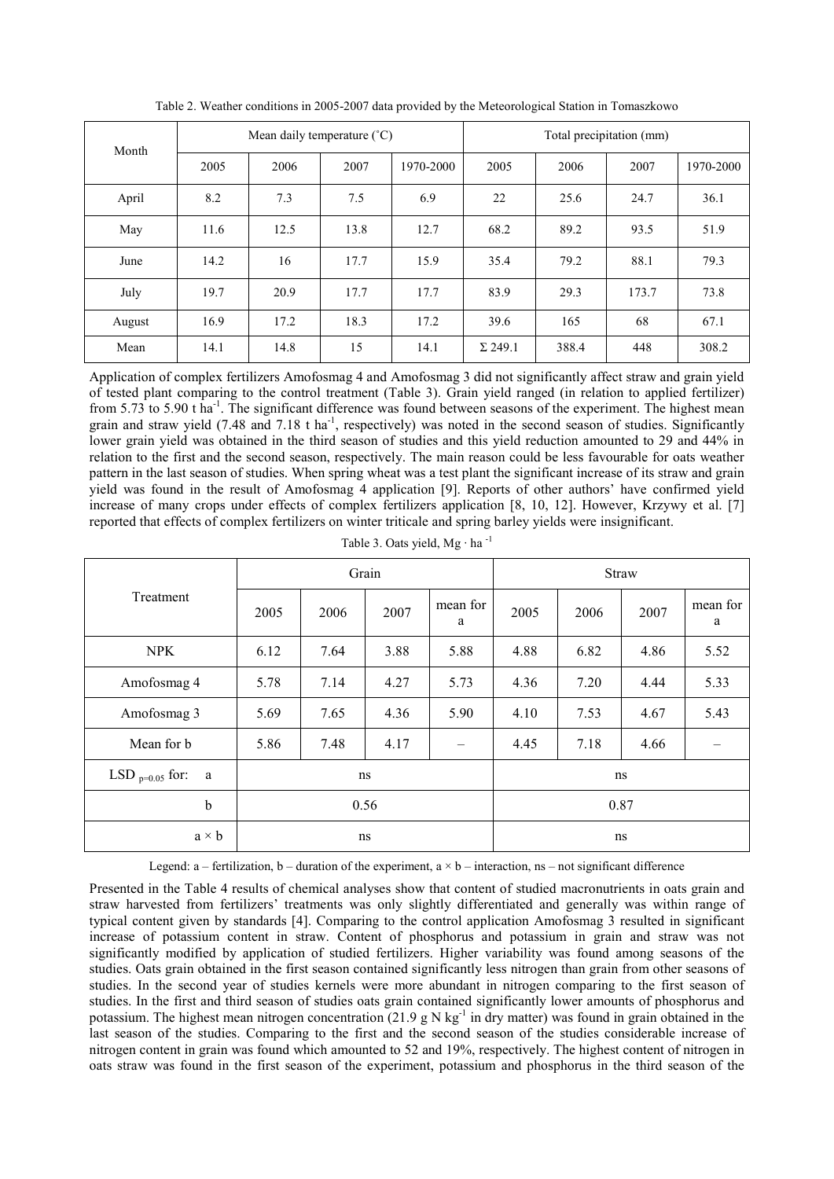Table 2. Weather conditions in 2005-2007 data provided by the Meteorological Station in Tomaszkowo

| Month | Mean daily temperature (˚C) | | | | Total precipitation (mm) | | | |
|---|---|---|---|---|---|---|---|---|
| | 2005 | 2006 | 2007 | 1970-2000 | 2005 | 2006 | 2007 | 1970-2000 |
| April | 8.2 | 7.3 | 7.5 | 6.9 | 22 | 25.6 | 24.7 | 36.1 |
| May | 11.6 | 12.5 | 13.8 | 12.7 | 68.2 | 89.2 | 93.5 | 51.9 |
| June | 14.2 | 16 | 17.7 | 15.9 | 35.4 | 79.2 | 88.1 | 79.3 |
| July | 19.7 | 20.9 | 17.7 | 17.7 | 83.9 | 29.3 | 173.7 | 73.8 |
| August | 16.9 | 17.2 | 18.3 | 17.2 | 39.6 | 165 | 68 | 67.1 |
| Mean | 14.1 | 14.8 | 15 | 14.1 | Σ 249.1 | 388.4 | 448 | 308.2 |

Application of complex fertilizers Amofosmag 4 and Amofosmag 3 did not significantly affect straw and grain yield of tested plant comparing to the control treatment (Table 3). Grain yield ranged (in relation to applied fertilizer) from 5.73 to 5.90 t $ha^{-1}$. The significant difference was found between seasons of the experiment. The highest mean grain and straw yield (7.48 and 7.18 t $ha^{-1}$, respectively) was noted in the second season of studies. Significantly lower grain yield was obtained in the third season of studies and this yield reduction amounted to 29 and 44% in relation to the first and the second season, respectively. The main reason could be less favourable for oats weather pattern in the last season of studies. When spring wheat was a test plant the significant increase of its straw and grain yield was found in the result of Amofosmag 4 application [9]. Reports of other authors' have confirmed yield increase of many crops under effects of complex fertilizers application [8, 10, 12]. However, Krzywy et al. [7] reported that effects of complex fertilizers on winter triticale and spring barley yields were insignificant.

Table 3. Oats yield, Mg · $ha^{-1}$

| Treatment | Grain | | | | Straw | | | |
|---|---|---|---|---|---|---|---|---|
| | 2005 | 2006 | 2007 | mean for a | 2005 | 2006 | 2007 | mean for a |
| NPK | 6.12 | 7.64 | 3.88 | 5.88 | 4.88 | 6.82 | 4.86 | 5.52 |
| Amofosmag 4 | 5.78 | 7.14 | 4.27 | 5.73 | 4.36 | 7.20 | 4.44 | 5.33 |
| Amofosmag 3 | 5.69 | 7.65 | 4.36 | 5.90 | 4.10 | 7.53 | 4.67 | 5.43 |
| Mean for b | 5.86 | 7.48 | 4.17 | – | 4.45 | 7.18 | 4.66 | – |
| $LSD_{p=0.05}$ for: a | ns | | | | ns | | | |
| b | 0.56 | | | | 0.87 | | | |
| a × b | ns | | | | ns | | | |

Legend: a – fertilization, b – duration of the experiment, a × b – interaction, ns – not significant difference

Presented in the Table 4 results of chemical analyses show that content of studied macronutrients in oats grain and straw harvested from fertilizers' treatments was only slightly differentiated and generally was within range of typical content given by standards [4]. Comparing to the control application Amofosmag 3 resulted in significant increase of potassium content in straw. Content of phosphorus and potassium in grain and straw was not significantly modified by application of studied fertilizers. Higher variability was found among seasons of the studies. Oats grain obtained in the first season contained significantly less nitrogen than grain from other seasons of studies. In the second year of studies kernels were more abundant in nitrogen comparing to the first season of studies. In the first and third season of studies oats grain contained significantly lower amounts of phosphorus and potassium. The highest mean nitrogen concentration (21.9 g N $kg^{-1}$ in dry matter) was found in grain obtained in the last season of the studies. Comparing to the first and the second season of the studies considerable increase of nitrogen content in grain was found which amounted to 52 and 19%, respectively. The highest content of nitrogen in oats straw was found in the first season of the experiment, potassium and phosphorus in the third season of the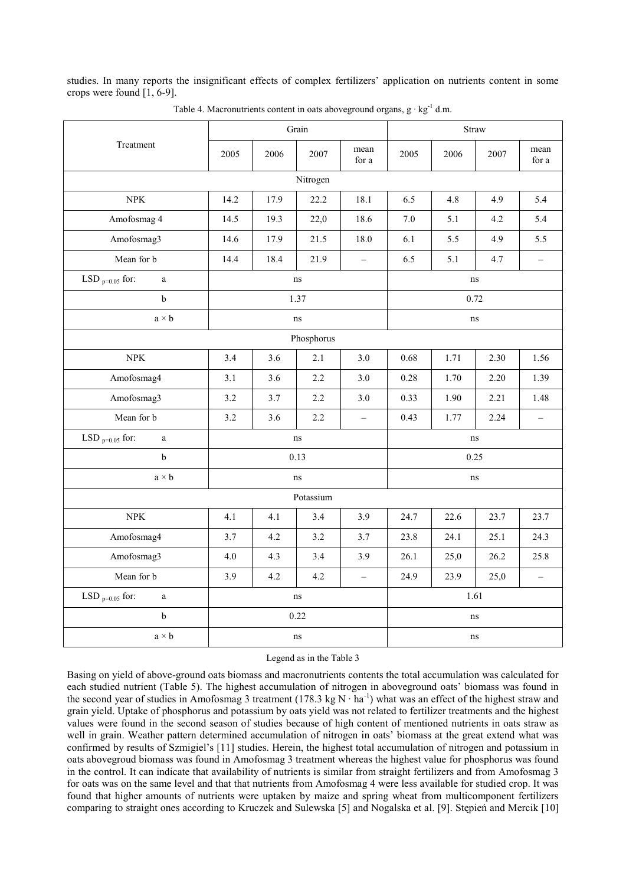studies. In many reports the insignificant effects of complex fertilizers' application on nutrients content in some crops were found [1, 6-9].

Table 4. Macronutrients content in oats aboveground organs, $g \cdot kg^{-1}$ d.m.

| Treatment | Grain | | | | Straw | | | |
|---|---|---|---|---|---|---|---|---|
| | 2005 | 2006 | 2007 | mean for a | 2005 | 2006 | 2007 | mean for a |
| Nitrogen | | | | | | | | |
| NPK | 14.2 | 17.9 | 22.2 | 18.1 | 6.5 | 4.8 | 4.9 | 5.4 |
| Amofosmag 4 | 14.5 | 19.3 | 22,0 | 18.6 | 7.0 | 5.1 | 4.2 | 5.4 |
| Amofosmag3 | 14.6 | 17.9 | 21.5 | 18.0 | 6.1 | 5.5 | 4.9 | 5.5 |
| Mean for b | 14.4 | 18.4 | 21.9 | – | 6.5 | 5.1 | 4.7 | – |
| $LSD_{p=0.05}$ for: a | ns | | | | ns | | | |
| b | 1.37 | | | | 0.72 | | | |
| a × b | ns | | | | ns | | | |
| Phosphorus | | | | | | | | |
| NPK | 3.4 | 3.6 | 2.1 | 3.0 | 0.68 | 1.71 | 2.30 | 1.56 |
| Amofosmag4 | 3.1 | 3.6 | 2.2 | 3.0 | 0.28 | 1.70 | 2.20 | 1.39 |
| Amofosmag3 | 3.2 | 3.7 | 2.2 | 3.0 | 0.33 | 1.90 | 2.21 | 1.48 |
| Mean for b | 3.2 | 3.6 | 2.2 | – | 0.43 | 1.77 | 2.24 | – |
| $LSD_{p=0.05}$ for: a | ns | | | | ns | | | |
| b | 0.13 | | | | 0.25 | | | |
| a × b | ns | | | | ns | | | |
| Potassium | | | | | | | | |
| NPK | 4.1 | 4.1 | 3.4 | 3.9 | 24.7 | 22.6 | 23.7 | 23.7 |
| Amofosmag4 | 3.7 | 4.2 | 3.2 | 3.7 | 23.8 | 24.1 | 25.1 | 24.3 |
| Amofosmag3 | 4.0 | 4.3 | 3.4 | 3.9 | 26.1 | 25,0 | 26.2 | 25.8 |
| Mean for b | 3.9 | 4.2 | 4.2 | – | 24.9 | 23.9 | 25,0 | – |
| $LSD_{p=0.05}$ for: a | ns | | | | 1.61 | | | |
| b | 0.22 | | | | ns | | | |
| a × b | ns | | | | ns | | | |

Legend as in the Table 3

Basing on yield of above-ground oats biomass and macronutrients contents the total accumulation was calculated for each studied nutrient (Table 5). The highest accumulation of nitrogen in aboveground oats' biomass was found in the second year of studies in Amofosmag 3 treatment (178.3 kg $N \cdot ha^{-1}$) what was an effect of the highest straw and grain yield. Uptake of phosphorus and potassium by oats yield was not related to fertilizer treatments and the highest values were found in the second season of studies because of high content of mentioned nutrients in oats straw as well in grain. Weather pattern determined accumulation of nitrogen in oats' biomass at the great extend what was confirmed by results of Szmigiel's [11] studies. Herein, the highest total accumulation of nitrogen and potassium in oats abovegroud biomass was found in Amofosmag 3 treatment whereas the highest value for phosphorus was found in the control. It can indicate that availability of nutrients is similar from straight fertilizers and from Amofosmag 3 for oats was on the same level and that that nutrients from Amofosmag 4 were less available for studied crop. It was found that higher amounts of nutrients were uptaken by maize and spring wheat from multicomponent fertilizers comparing to straight ones according to Kruczek and Sulewska [5] and Nogalska et al. [9]. Stępień and Mercik [10]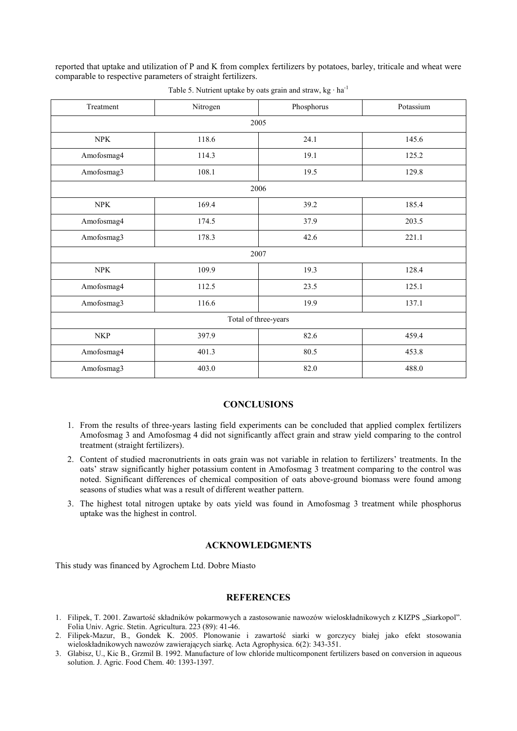reported that uptake and utilization of P and K from complex fertilizers by potatoes, barley, triticale and wheat were comparable to respective parameters of straight fertilizers.

Table 5. Nutrient uptake by oats grain and straw, kg · ha$^{-1}$

| Treatment | Nitrogen | Phosphorus | Potassium |
|---|---|---|---|
| 2005 | | | |
| NPK | 118.6 | 24.1 | 145.6 |
| Amofosmag4 | 114.3 | 19.1 | 125.2 |
| Amofosmag3 | 108.1 | 19.5 | 129.8 |
| 2006 | | | |
| NPK | 169.4 | 39.2 | 185.4 |
| Amofosmag4 | 174.5 | 37.9 | 203.5 |
| Amofosmag3 | 178.3 | 42.6 | 221.1 |
| 2007 | | | |
| NPK | 109.9 | 19.3 | 128.4 |
| Amofosmag4 | 112.5 | 23.5 | 125.1 |
| Amofosmag3 | 116.6 | 19.9 | 137.1 |
| Total of three-years | | | |
| NKP | 397.9 | 82.6 | 459.4 |
| Amofosmag4 | 401.3 | 80.5 | 453.8 |
| Amofosmag3 | 403.0 | 82.0 | 488.0 |

## CONCLUSIONS

1. From the results of three-years lasting field experiments can be concluded that applied complex fertilizers Amofosmag 3 and Amofosmag 4 did not significantly affect grain and straw yield comparing to the control treatment (straight fertilizers).
2. Content of studied macronutrients in oats grain was not variable in relation to fertilizers' treatments. In the oats' straw significantly higher potassium content in Amofosmag 3 treatment comparing to the control was noted. Significant differences of chemical composition of oats above-ground biomass were found among seasons of studies what was a result of different weather pattern.
3. The highest total nitrogen uptake by oats yield was found in Amofosmag 3 treatment while phosphorus uptake was the highest in control.

## ACKNOWLEDGMENTS

This study was financed by Agrochem Ltd. Dobre Miasto

## REFERENCES

1. Filipek, T. 2001. Zawartość składników pokarmowych a zastosowanie nawozów wieloskładnikowych z KIZPS „Siarkopol". Folia Univ. Agric. Stetin. Agricultura. 223 (89): 41-46.
2. Filipek-Mazur, B., Gondek K. 2005. Plonowanie i zawartość siarki w gorczycy białej jako efekt stosowania wieloskładnikowych nawozów zawierających siarkę. Acta Agrophysica. 6(2): 343-351.
3. Glabisz, U., Kic B., Grzmil B. 1992. Manufacture of low chloride multicomponent fertilizers based on conversion in aqueous solution. J. Agric. Food Chem. 40: 1393-1397.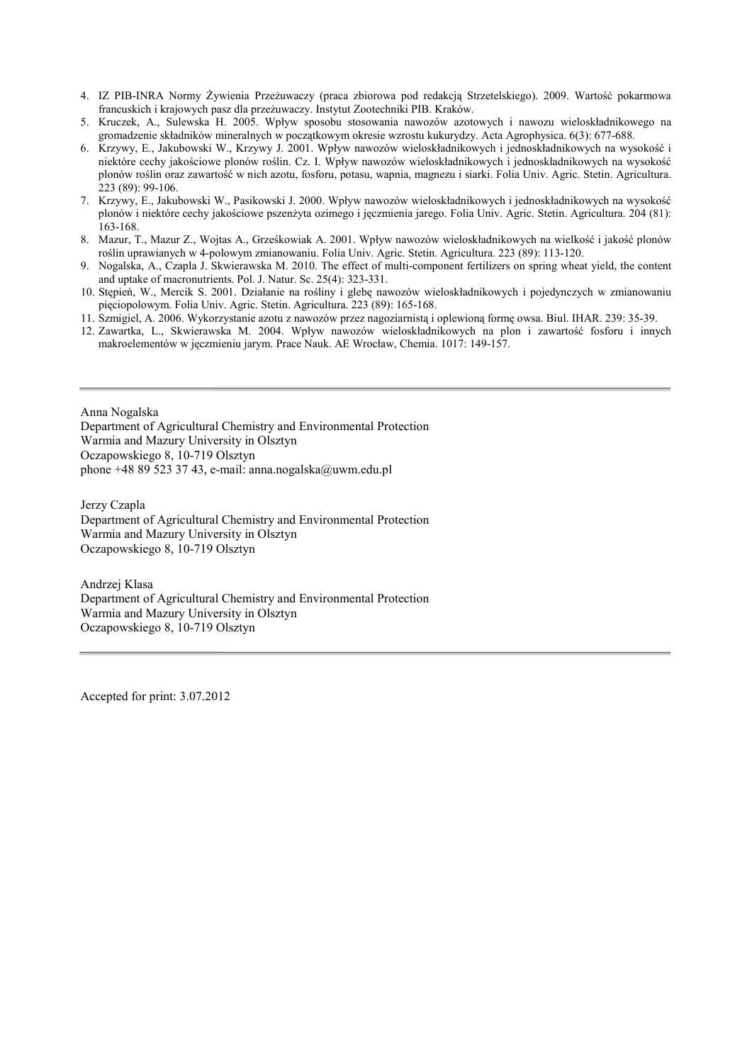4. IZ PIB-INRA Normy Żywienia Przeżuwaczy (praca zbiorowa pod redakcją Strzetelskiego). 2009. Wartość pokarmowa francuskich i krajowych pasz dla przeżuwaczy. Instytut Zootechniki PIB. Kraków.
5. Kruczek, A., Sulewska H. 2005. Wpływ sposobu stosowania nawozów azotowych i nawozu wieloskładnikowego na gromadzenie składników mineralnych w początkowym okresie wzrostu kukurydzy. Acta Agrophysica. 6(3): 677-688.
6. Krzywy, E., Jakubowski W., Krzywy J. 2001. Wpływ nawozów wieloskładnikowych i jednoskładnikowych na wysokość i niektóre cechy jakościowe plonów roślin. Cz. I. Wpływ nawozów wieloskładnikowych i jednoskładnikowych na wysokość plonów roślin oraz zawartość w nich azotu, fosforu, potasu, wapnia, magnezu i siarki. Folia Univ. Agric. Stetin. Agricultura. 223 (89): 99-106.
7. Krzywy, E., Jakubowski W., Pasikowski J. 2000. Wpływ nawozów wieloskładnikowych i jednoskładnikowych na wysokość plonów i niektóre cechy jakościowe pszenżyta ozimego i jęczmienia jarego. Folia Univ. Agric. Stetin. Agricultura. 204 (81): 163-168.
8. Mazur, T., Mazur Z., Wojtas A., Grześkowiak A. 2001. Wpływ nawozów wieloskładnikowych na wielkość i jakość plonów roślin uprawianych w 4-polowym zmianowaniu. Folia Univ. Agric. Stetin. Agricultura. 223 (89): 113-120.
9. Nogalska, A., Czapla J. Skwierawska M. 2010. The effect of multi-component fertilizers on spring wheat yield, the content and uptake of macronutrients. Pol. J. Natur. Sc. 25(4): 323-331.
10. Stępień, W., Mercik S. 2001. Działanie na rośliny i glebę nawozów wieloskładnikowych i pojedynczych w zmianowaniu pięciopolowym. Folia Univ. Agric. Stetin. Agricultura. 223 (89): 165-168.
11. Szmigiel, A. 2006. Wykorzystanie azotu z nawozów przez nagoziarnistą i oplewioną formę owsa. Biul. IHAR. 239: 35-39.
12. Zawartka, L., Skwierawska M. 2004. Wpływ nawozów wieloskładnikowych na plon i zawartość fosforu i innych makroelementów w jęczmieniu jarym. Prace Nauk. AE Wrocław, Chemia. 1017: 149-157.

---

Anna Nogalska
Department of Agricultural Chemistry and Environmental Protection
Warmia and Mazury University in Olsztyn
Oczapowskiego 8, 10-719 Olsztyn
phone +48 89 523 37 43, e-mail: anna.nogalska@uwm.edu.pl

Jerzy Czapla
Department of Agricultural Chemistry and Environmental Protection
Warmia and Mazury University in Olsztyn
Oczapowskiego 8, 10-719 Olsztyn

Andrzej Klasa
Department of Agricultural Chemistry and Environmental Protection
Warmia and Mazury University in Olsztyn
Oczapowskiego 8, 10-719 Olsztyn

---

Accepted for print: 3.07.2012